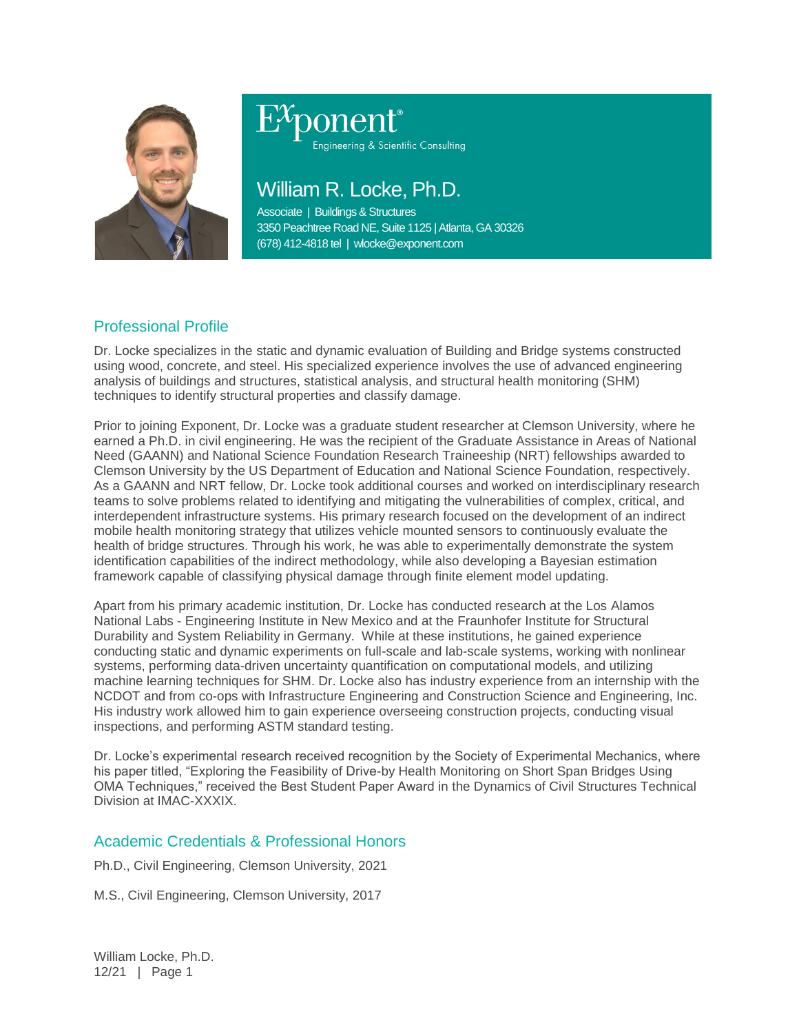Exponent®

Engineering & Scientific Consulting

# William R. Locke, Ph.D.

Associate | Buildings & Structures
3350 Peachtree Road NE, Suite 1125 | Atlanta, GA 30326
(678) 412-4818 tel | wlocke@exponent.com

## Professional Profile

Dr. Locke specializes in the static and dynamic evaluation of Building and Bridge systems constructed using wood, concrete, and steel. His specialized experience involves the use of advanced engineering analysis of buildings and structures, statistical analysis, and structural health monitoring (SHM) techniques to identify structural properties and classify damage.

Prior to joining Exponent, Dr. Locke was a graduate student researcher at Clemson University, where he earned a Ph.D. in civil engineering. He was the recipient of the Graduate Assistance in Areas of National Need (GAANN) and National Science Foundation Research Traineeship (NRT) fellowships awarded to Clemson University by the US Department of Education and National Science Foundation, respectively. As a GAANN and NRT fellow, Dr. Locke took additional courses and worked on interdisciplinary research teams to solve problems related to identifying and mitigating the vulnerabilities of complex, critical, and interdependent infrastructure systems. His primary research focused on the development of an indirect mobile health monitoring strategy that utilizes vehicle mounted sensors to continuously evaluate the health of bridge structures. Through his work, he was able to experimentally demonstrate the system identification capabilities of the indirect methodology, while also developing a Bayesian estimation framework capable of classifying physical damage through finite element model updating.

Apart from his primary academic institution, Dr. Locke has conducted research at the Los Alamos National Labs - Engineering Institute in New Mexico and at the Fraunhofer Institute for Structural Durability and System Reliability in Germany. While at these institutions, he gained experience conducting static and dynamic experiments on full-scale and lab-scale systems, working with nonlinear systems, performing data-driven uncertainty quantification on computational models, and utilizing machine learning techniques for SHM. Dr. Locke also has industry experience from an internship with the NCDOT and from co-ops with Infrastructure Engineering and Construction Science and Engineering, Inc. His industry work allowed him to gain experience overseeing construction projects, conducting visual inspections, and performing ASTM standard testing.

Dr. Locke's experimental research received recognition by the Society of Experimental Mechanics, where his paper titled, "Exploring the Feasibility of Drive-by Health Monitoring on Short Span Bridges Using OMA Techniques," received the Best Student Paper Award in the Dynamics of Civil Structures Technical Division at IMAC-XXXIX.

## Academic Credentials & Professional Honors

Ph.D., Civil Engineering, Clemson University, 2021

M.S., Civil Engineering, Clemson University, 2017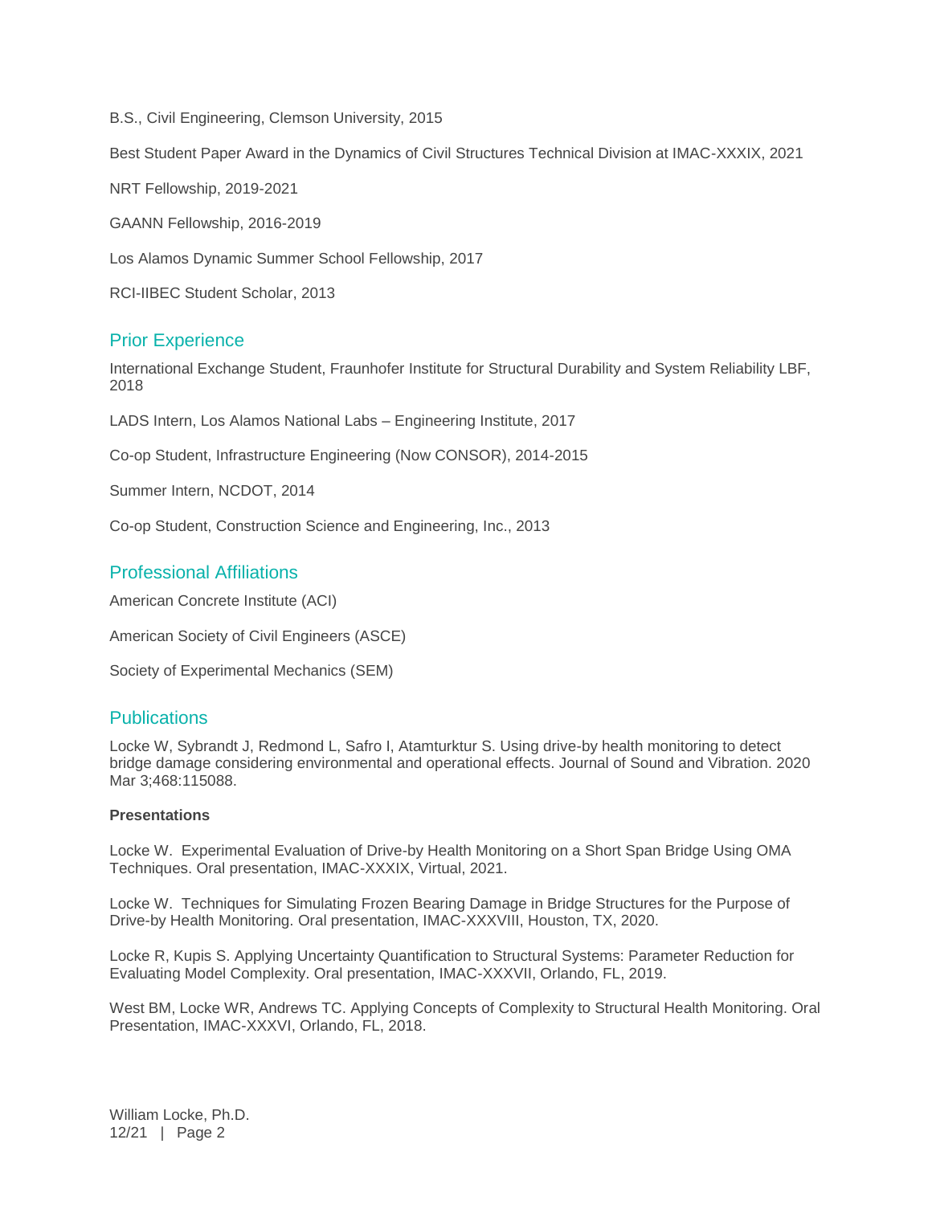B.S., Civil Engineering, Clemson University, 2015

Best Student Paper Award in the Dynamics of Civil Structures Technical Division at IMAC-XXXIX, 2021

NRT Fellowship, 2019-2021

GAANN Fellowship, 2016-2019

Los Alamos Dynamic Summer School Fellowship, 2017

RCI-IIBEC Student Scholar, 2013

## Prior Experience

International Exchange Student, Fraunhofer Institute for Structural Durability and System Reliability LBF, 2018

LADS Intern, Los Alamos National Labs – Engineering Institute, 2017

Co-op Student, Infrastructure Engineering (Now CONSOR), 2014-2015

Summer Intern, NCDOT, 2014

Co-op Student, Construction Science and Engineering, Inc., 2013

## Professional Affiliations

American Concrete Institute (ACI)

American Society of Civil Engineers (ASCE)

Society of Experimental Mechanics (SEM)

## Publications

Locke W, Sybrandt J, Redmond L, Safro I, Atamturktur S. Using drive-by health monitoring to detect bridge damage considering environmental and operational effects. Journal of Sound and Vibration. 2020 Mar 3;468:115088.

**Presentations**

Locke W. Experimental Evaluation of Drive-by Health Monitoring on a Short Span Bridge Using OMA Techniques. Oral presentation, IMAC-XXXIX, Virtual, 2021.

Locke W. Techniques for Simulating Frozen Bearing Damage in Bridge Structures for the Purpose of Drive-by Health Monitoring. Oral presentation, IMAC-XXXVIII, Houston, TX, 2020.

Locke R, Kupis S. Applying Uncertainty Quantification to Structural Systems: Parameter Reduction for Evaluating Model Complexity. Oral presentation, IMAC-XXXVII, Orlando, FL, 2019.

West BM, Locke WR, Andrews TC. Applying Concepts of Complexity to Structural Health Monitoring. Oral Presentation, IMAC-XXXVI, Orlando, FL, 2018.